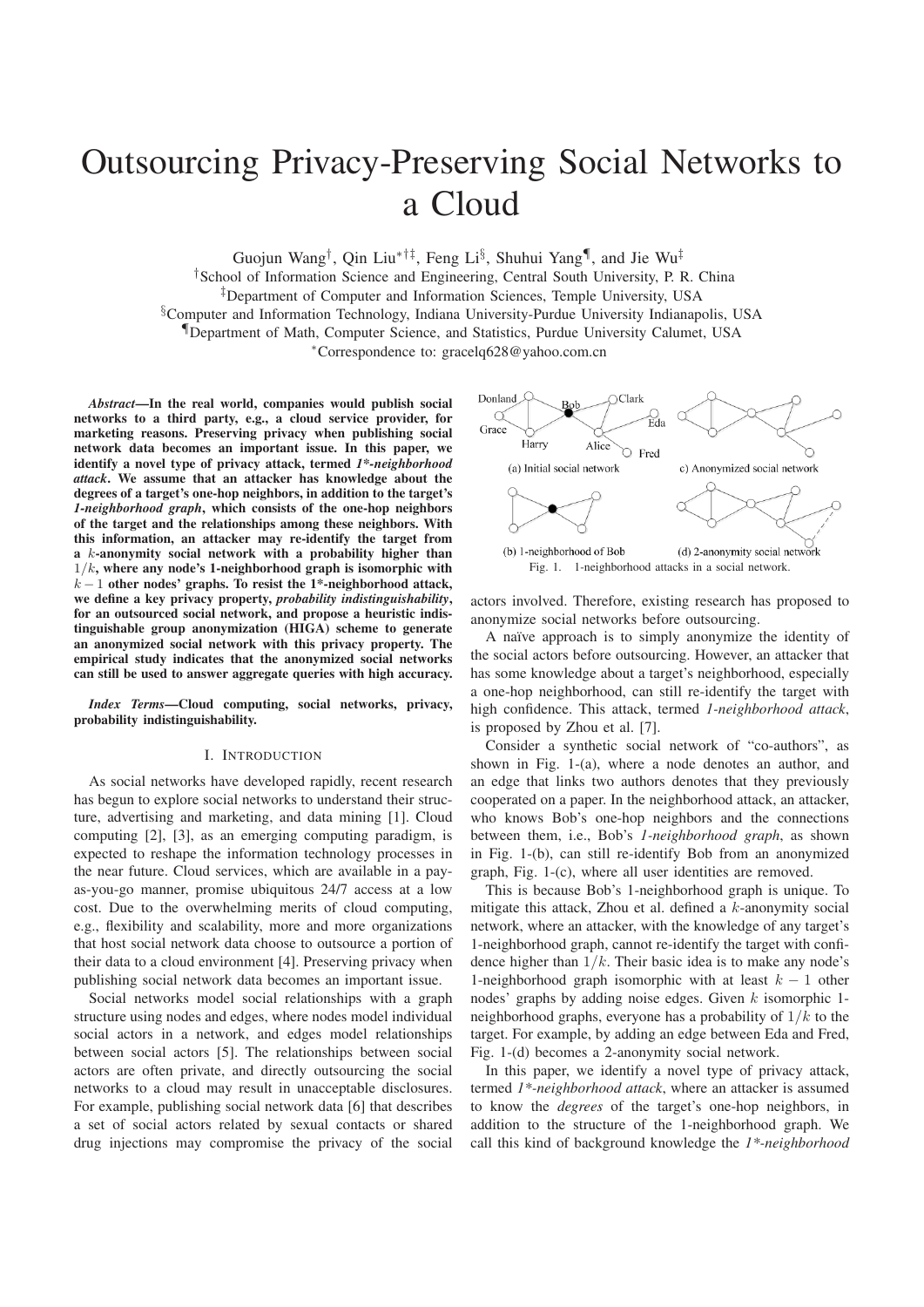# Outsourcing Privacy-Preserving Social Networks to a Cloud

Guojun Wang[†], Qin Liu[*†‡], Feng Li[§], Shuhui Yang[¶], and Jie Wu[‡]

[†]School of Information Science and Engineering, Central South University, P. R. China

[‡]Department of Computer and Information Sciences, Temple University, USA

[§]Computer and Information Technology, Indiana University-Purdue University Indianapolis, USA

[¶]Department of Math, Computer Science, and Statistics, Purdue University Calumet, USA

[*]Correspondence to: gracelq628@yahoo.com.cn

***Abstract*—In the real world, companies would publish social networks to a third party, e.g., a cloud service provider, for marketing reasons. Preserving privacy when publishing social network data becomes an important issue. In this paper, we identify a novel type of privacy attack, termed *1\*-neighborhood attack*. We assume that an attacker has knowledge about the degrees of a target's one-hop neighbors, in addition to the target's *1-neighborhood graph*, which consists of the one-hop neighbors of the target and the relationships among these neighbors. With this information, an attacker may re-identify the target from a $k$-anonymity social network with a probability higher than $1/k$, where any node's 1-neighborhood graph is isomorphic with $k-1$ other nodes' graphs. To resist the 1\*-neighborhood attack, we define a key privacy property, *probability indistinguishability*, for an outsourced social network, and propose a heuristic indistinguishable group anonymization (HIGA) scheme to generate an anonymized social network with this privacy property. The empirical study indicates that the anonymized social networks can still be used to answer aggregate queries with high accuracy.**

***Index Terms*—Cloud computing, social networks, privacy, probability indistinguishability.**

## I. Introduction

As social networks have developed rapidly, recent research has begun to explore social networks to understand their structure, advertising and marketing, and data mining [1]. Cloud computing [2], [3], as an emerging computing paradigm, is expected to reshape the information technology processes in the near future. Cloud services, which are available in a pay-as-you-go manner, promise ubiquitous 24/7 access at a low cost. Due to the overwhelming merits of cloud computing, e.g., flexibility and scalability, more and more organizations that host social network data choose to outsource a portion of their data to a cloud environment [4]. Preserving privacy when publishing social network data becomes an important issue.

Social networks model social relationships with a graph structure using nodes and edges, where nodes model individual social actors in a network, and edges model relationships between social actors [5]. The relationships between social actors are often private, and directly outsourcing the social networks to a cloud may result in unacceptable disclosures. For example, publishing social network data [6] that describes a set of social actors related by sexual contacts or shared drug injections may compromise the privacy of the social actors involved. Therefore, existing research has proposed to anonymize social networks before outsourcing.

Fig. 1. 1-neighborhood attacks in a social network.

A naïve approach is to simply anonymize the identity of the social actors before outsourcing. However, an attacker that has some knowledge about a target's neighborhood, especially a one-hop neighborhood, can still re-identify the target with high confidence. This attack, termed *1-neighborhood attack*, is proposed by Zhou et al. [7].

Consider a synthetic social network of "co-authors", as shown in Fig. 1-(a), where a node denotes an author, and an edge that links two authors denotes that they previously cooperated on a paper. In the neighborhood attack, an attacker, who knows Bob's one-hop neighbors and the connections between them, i.e., Bob's *1-neighborhood graph*, as shown in Fig. 1-(b), can still re-identify Bob from an anonymized graph, Fig. 1-(c), where all user identities are removed.

This is because Bob's 1-neighborhood graph is unique. To mitigate this attack, Zhou et al. defined a $k$-anonymity social network, where an attacker, with the knowledge of any target's 1-neighborhood graph, cannot re-identify the target with confidence higher than $1/k$. Their basic idea is to make any node's 1-neighborhood graph isomorphic with at least $k-1$ other nodes' graphs by adding noise edges. Given $k$ isomorphic 1-neighborhood graphs, everyone has a probability of $1/k$ to the target. For example, by adding an edge between Eda and Fred, Fig. 1-(d) becomes a 2-anonymity social network.

In this paper, we identify a novel type of privacy attack, termed *1\*-neighborhood attack*, where an attacker is assumed to know the *degrees* of the target's one-hop neighbors, in addition to the structure of the 1-neighborhood graph. We call this kind of background knowledge the *1\*-neighborhood*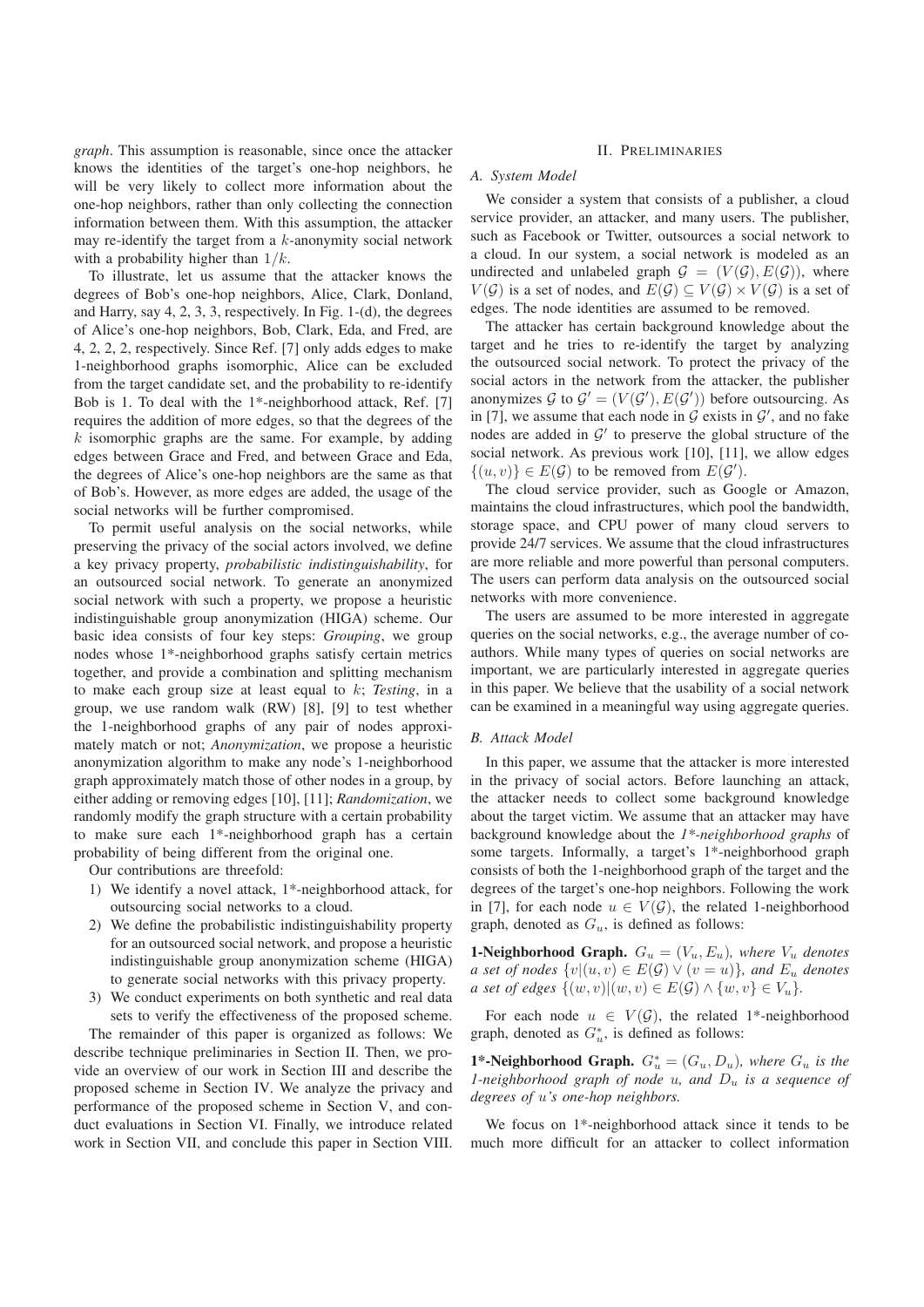*graph*. This assumption is reasonable, since once the attacker knows the identities of the target's one-hop neighbors, he will be very likely to collect more information about the one-hop neighbors, rather than only collecting the connection information between them. With this assumption, the attacker may re-identify the target from a $k$-anonymity social network with a probability higher than $1/k$.

To illustrate, let us assume that the attacker knows the degrees of Bob's one-hop neighbors, Alice, Clark, Donland, and Harry, say 4, 2, 3, 3, respectively. In Fig. 1-(d), the degrees of Alice's one-hop neighbors, Bob, Clark, Eda, and Fred, are 4, 2, 2, 2, respectively. Since Ref. [7] only adds edges to make 1-neighborhood graphs isomorphic, Alice can be excluded from the target candidate set, and the probability to re-identify Bob is 1. To deal with the 1*-neighborhood attack, Ref. [7] requires the addition of more edges, so that the degrees of the $k$ isomorphic graphs are the same. For example, by adding edges between Grace and Fred, and between Grace and Eda, the degrees of Alice's one-hop neighbors are the same as that of Bob's. However, as more edges are added, the usage of the social networks will be further compromised.

To permit useful analysis on the social networks, while preserving the privacy of the social actors involved, we define a key privacy property, *probabilistic indistinguishability*, for an outsourced social network. To generate an anonymized social network with such a property, we propose a heuristic indistinguishable group anonymization (HIGA) scheme. Our basic idea consists of four key steps: *Grouping*, we group nodes whose 1*-neighborhood graphs satisfy certain metrics together, and provide a combination and splitting mechanism to make each group size at least equal to $k$; *Testing*, in a group, we use random walk (RW) [8], [9] to test whether the 1-neighborhood graphs of any pair of nodes approximately match or not; *Anonymization*, we propose a heuristic anonymization algorithm to make any node's 1-neighborhood graph approximately match those of other nodes in a group, by either adding or removing edges [10], [11]; *Randomization*, we randomly modify the graph structure with a certain probability to make sure each 1*-neighborhood graph has a certain probability of being different from the original one.

Our contributions are threefold:

1) We identify a novel attack, 1*-neighborhood attack, for outsourcing social networks to a cloud.
2) We define the probabilistic indistinguishability property for an outsourced social network, and propose a heuristic indistinguishable group anonymization scheme (HIGA) to generate social networks with this privacy property.
3) We conduct experiments on both synthetic and real data sets to verify the effectiveness of the proposed scheme.

The remainder of this paper is organized as follows: We describe technique preliminaries in Section II. Then, we provide an overview of our work in Section III and describe the proposed scheme in Section IV. We analyze the privacy and performance of the proposed scheme in Section V, and conduct evaluations in Section VI. Finally, we introduce related work in Section VII, and conclude this paper in Section VIII.

## II. Preliminaries

### A. System Model

We consider a system that consists of a publisher, a cloud service provider, an attacker, and many users. The publisher, such as Facebook or Twitter, outsources a social network to a cloud. In our system, a social network is modeled as an undirected and unlabeled graph $\mathcal{G} = (V(\mathcal{G}), E(\mathcal{G}))$, where $V(\mathcal{G})$ is a set of nodes, and $E(\mathcal{G}) \subseteq V(\mathcal{G}) \times V(\mathcal{G})$ is a set of edges. The node identities are assumed to be removed.

The attacker has certain background knowledge about the target and he tries to re-identify the target by analyzing the outsourced social network. To protect the privacy of the social actors in the network from the attacker, the publisher anonymizes $\mathcal{G}$ to $\mathcal{G}' = (V(\mathcal{G}'), E(\mathcal{G}'))$ before outsourcing. As in [7], we assume that each node in $\mathcal{G}$ exists in $\mathcal{G}'$, and no fake nodes are added in $\mathcal{G}'$ to preserve the global structure of the social network. As previous work [10], [11], we allow edges $\{(u, v)\} \in E(\mathcal{G})$ to be removed from $E(\mathcal{G}')$.

The cloud service provider, such as Google or Amazon, maintains the cloud infrastructures, which pool the bandwidth, storage space, and CPU power of many cloud servers to provide 24/7 services. We assume that the cloud infrastructures are more reliable and more powerful than personal computers. The users can perform data analysis on the outsourced social networks with more convenience.

The users are assumed to be more interested in aggregate queries on the social networks, e.g., the average number of co-authors. While many types of queries on social networks are important, we are particularly interested in aggregate queries in this paper. We believe that the usability of a social network can be examined in a meaningful way using aggregate queries.

### B. Attack Model

In this paper, we assume that the attacker is more interested in the privacy of social actors. Before launching an attack, the attacker needs to collect some background knowledge about the target victim. We assume that an attacker may have background knowledge about the *1*-neighborhood graphs* of some targets. Informally, a target's 1*-neighborhood graph consists of both the 1-neighborhood graph of the target and the degrees of the target's one-hop neighbors. Following the work in [7], for each node $u \in V(\mathcal{G})$, the related 1-neighborhood graph, denoted as $G_u$, is defined as follows:

**1-Neighborhood Graph.** *$G_u = (V_u, E_u)$, where $V_u$ denotes a set of nodes $\{v | (u, v) \in E(\mathcal{G}) \vee (v = u)\}$, and $E_u$ denotes a set of edges $\{(w, v) | (w, v) \in E(\mathcal{G}) \wedge \{w, v\} \in V_u\}$.*

For each node $u \in V(\mathcal{G})$, the related 1*-neighborhood graph, denoted as $G_u^*$, is defined as follows:

**1*-Neighborhood Graph.** *$G_u^* = (G_u, D_u)$, where $G_u$ is the 1-neighborhood graph of node $u$, and $D_u$ is a sequence of degrees of $u$'s one-hop neighbors.*

We focus on 1*-neighborhood attack since it tends to be much more difficult for an attacker to collect information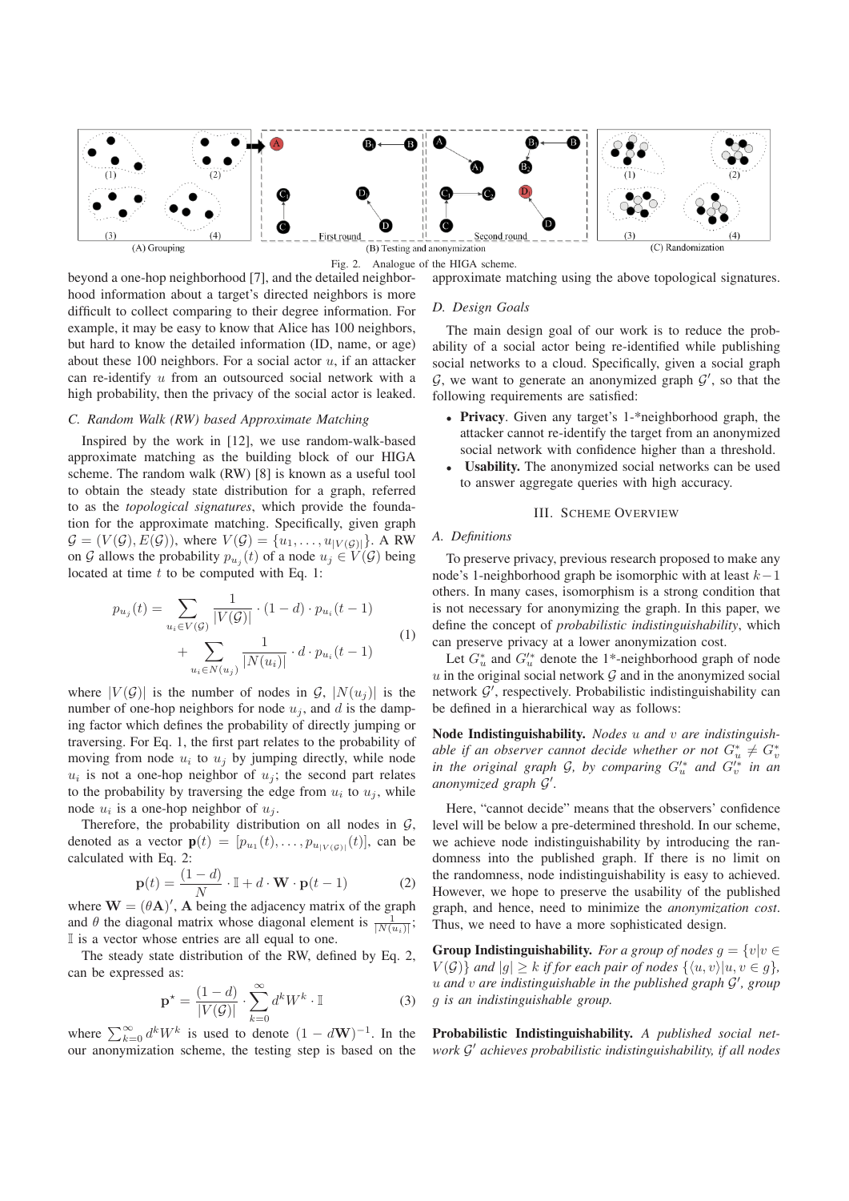Fig. 2. Analogue of the HIGA scheme.

beyond a one-hop neighborhood [7], and the detailed neighborhood information about a target's directed neighbors is more difficult to collect comparing to their degree information. For example, it may be easy to know that Alice has 100 neighbors, but hard to know the detailed information (ID, name, or age) about these 100 neighbors. For a social actor $u$, if an attacker can re-identify $u$ from an outsourced social network with a high probability, then the privacy of the social actor is leaked.

### C. Random Walk (RW) based Approximate Matching

Inspired by the work in [12], we use random-walk-based approximate matching as the building block of our HIGA scheme. The random walk (RW) [8] is known as a useful tool to obtain the steady state distribution for a graph, referred to as the *topological signatures*, which provide the foundation for the approximate matching. Specifically, given graph $\mathcal{G} = (V(\mathcal{G}), E(\mathcal{G}))$, where $V(\mathcal{G}) = \{u_1, \ldots, u_{|V(\mathcal{G})|}\}$. A RW on $\mathcal{G}$ allows the probability $p_{u_j}(t)$ of a node $u_j \in V(\mathcal{G})$ being located at time $t$ to be computed with Eq. 1:

$$p_{u_j}(t) = \sum_{u_i \in V(\mathcal{G})} \frac{1}{|V(\mathcal{G})|} \cdot (1-d) \cdot p_{u_i}(t-1) + \sum_{u_i \in N(u_j)} \frac{1}{|N(u_i)|} \cdot d \cdot p_{u_i}(t-1) \quad (1)$$

where $|V(\mathcal{G})|$ is the number of nodes in $\mathcal{G}$, $|N(u_j)|$ is the number of one-hop neighbors for node $u_j$, and $d$ is the damping factor which defines the probability of directly jumping or traversing. For Eq. 1, the first part relates to the probability of moving from node $u_i$ to $u_j$ by jumping directly, while node $u_i$ is not a one-hop neighbor of $u_j$; the second part relates to the probability by traversing the edge from $u_i$ to $u_j$, while node $u_i$ is a one-hop neighbor of $u_j$.

Therefore, the probability distribution on all nodes in $\mathcal{G}$, denoted as a vector $\mathbf{p}(t) = [p_{u_1}(t), \ldots, p_{u_{|V(\mathcal{G})|}}(t)]$, can be calculated with Eq. 2:

$$\mathbf{p}(t) = \frac{(1-d)}{N} \cdot \mathbb{I} + d \cdot \mathbf{W} \cdot \mathbf{p}(t-1) \quad (2)$$

where $\mathbf{W} = (\theta \mathbf{A})'$, $\mathbf{A}$ being the adjacency matrix of the graph and $\theta$ the diagonal matrix whose diagonal element is $\frac{1}{|N(u_i)|}$; $\mathbb{I}$ is a vector whose entries are all equal to one.

The steady state distribution of the RW, defined by Eq. 2, can be expressed as:

$$\mathbf{p}^\star = \frac{(1-d)}{|V(\mathcal{G})|} \cdot \sum_{k=0}^{\infty} d^k W^k \cdot \mathbb{I} \quad (3)$$

where $\sum_{k=0}^{\infty} d^k W^k$ is used to denote $(1 - d\mathbf{W})^{-1}$. In the our anonymization scheme, the testing step is based on the approximate matching using the above topological signatures.

### D. Design Goals

The main design goal of our work is to reduce the probability of a social actor being re-identified while publishing social networks to a cloud. Specifically, given a social graph $\mathcal{G}$, we want to generate an anonymized graph $\mathcal{G}'$, so that the following requirements are satisfied:

- **Privacy**. Given any target's 1-*neighborhood graph, the attacker cannot re-identify the target from an anonymized social network with confidence higher than a threshold.
- **Usability.** The anonymized social networks can be used to answer aggregate queries with high accuracy.

## III. Scheme Overview

### A. Definitions

To preserve privacy, previous research proposed to make any node's 1-neighborhood graph be isomorphic with at least $k-1$ others. In many cases, isomorphism is a strong condition that is not necessary for anonymizing the graph. In this paper, we define the concept of *probabilistic indistinguishability*, which can preserve privacy at a lower anonymization cost.

Let $G_u^*$ and $G_u'^*$ denote the 1*-neighborhood graph of node $u$ in the original social network $\mathcal{G}$ and in the anonymized social network $\mathcal{G}'$, respectively. Probabilistic indistinguishability can be defined in a hierarchical way as follows:

**Node Indistinguishability.** *Nodes $u$ and $v$ are indistinguishable if an observer cannot decide whether or not $G_u^* \neq G_v^*$ in the original graph $\mathcal{G}$, by comparing $G_u'^*$ and $G_v'^*$ in an anonymized graph $\mathcal{G}'$.*

Here, "cannot decide" means that the observers' confidence level will be below a pre-determined threshold. In our scheme, we achieve node indistinguishability by introducing the randomness into the published graph. If there is no limit on the randomness, node indistinguishability is easy to achieved. However, we hope to preserve the usability of the published graph, and hence, need to minimize the *anonymization cost*. Thus, we need to have a more sophisticated design.

**Group Indistinguishability.** *For a group of nodes $g = \{v | v \in V(\mathcal{G})\}$ and $|g| \geq k$ if for each pair of nodes $\{\langle u, v \rangle | u, v \in g\}$, $u$ and $v$ are indistinguishable in the published graph $\mathcal{G}'$, group $g$ is an indistinguishable group.*

**Probabilistic Indistinguishability.** *A published social network $\mathcal{G}'$ achieves probabilistic indistinguishability, if all nodes*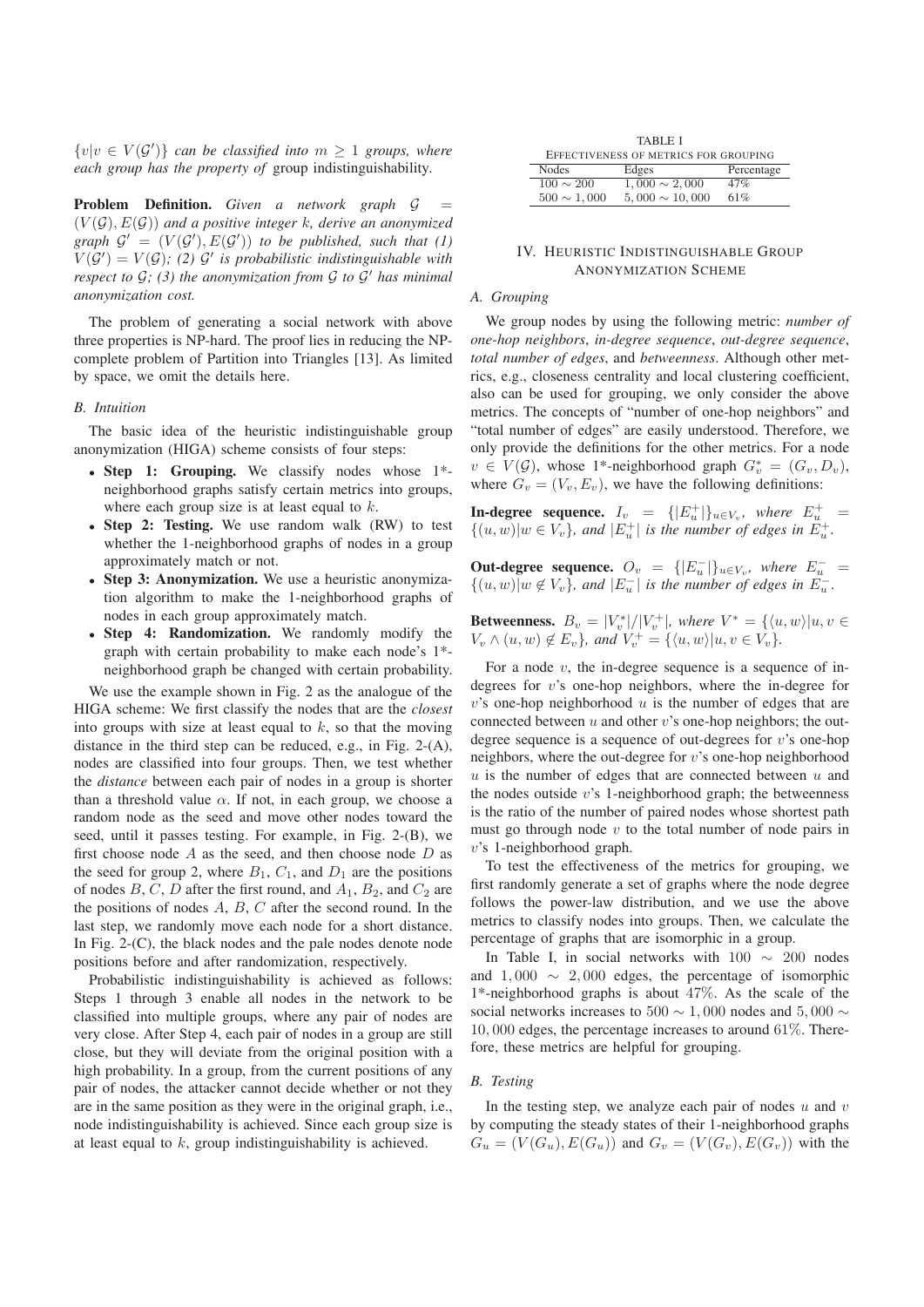$\{v|v \in V(\mathcal{G}')\}$ *can be classified into* $m \geq 1$ *groups, where each group has the property of* group indistinguishability.

**Problem Definition.** *Given a network graph* $\mathcal{G} = (V(\mathcal{G}), E(\mathcal{G}))$ *and a positive integer* $k$*, derive an anonymized graph* $\mathcal{G}' = (V(\mathcal{G}'), E(\mathcal{G}'))$ *to be published, such that (1)* $V(\mathcal{G}') = V(\mathcal{G})$*; (2)* $\mathcal{G}'$ *is probabilistic indistinguishable with respect to* $\mathcal{G}$*; (3) the anonymization from* $\mathcal{G}$ *to* $\mathcal{G}'$ *has minimal anonymization cost.*

The problem of generating a social network with above three properties is NP-hard. The proof lies in reducing the NP-complete problem of Partition into Triangles [13]. As limited by space, we omit the details here.

### B. Intuition

The basic idea of the heuristic indistinguishable group anonymization (HIGA) scheme consists of four steps:

- **Step 1: Grouping.** We classify nodes whose 1*-neighborhood graphs satisfy certain metrics into groups, where each group size is at least equal to $k$.
- **Step 2: Testing.** We use random walk (RW) to test whether the 1-neighborhood graphs of nodes in a group approximately match or not.
- **Step 3: Anonymization.** We use a heuristic anonymization algorithm to make the 1-neighborhood graphs of nodes in each group approximately match.
- **Step 4: Randomization.** We randomly modify the graph with certain probability to make each node's 1*-neighborhood graph be changed with certain probability.

We use the example shown in Fig. 2 as the analogue of the HIGA scheme: We first classify the nodes that are the *closest* into groups with size at least equal to $k$, so that the moving distance in the third step can be reduced, e.g., in Fig. 2-(A), nodes are classified into four groups. Then, we test whether the *distance* between each pair of nodes in a group is shorter than a threshold value $\alpha$. If not, in each group, we choose a random node as the seed and move other nodes toward the seed, until it passes testing. For example, in Fig. 2-(B), we first choose node $A$ as the seed, and then choose node $D$ as the seed for group 2, where $B_1$, $C_1$, and $D_1$ are the positions of nodes $B$, $C$, $D$ after the first round, and $A_1$, $B_2$, and $C_2$ are the positions of nodes $A$, $B$, $C$ after the second round. In the last step, we randomly move each node for a short distance. In Fig. 2-(C), the black nodes and the pale nodes denote node positions before and after randomization, respectively.

Probabilistic indistinguishability is achieved as follows: Steps 1 through 3 enable all nodes in the network to be classified into multiple groups, where any pair of nodes are very close. After Step 4, each pair of nodes in a group are still close, but they will deviate from the original position with a high probability. In a group, from the current positions of any pair of nodes, the attacker cannot decide whether or not they are in the same position as they were in the original graph, i.e., node indistinguishability is achieved. Since each group size is at least equal to $k$, group indistinguishability is achieved.

TABLE I
EFFECTIVENESS OF METRICS FOR GROUPING

| Nodes | Edges | Percentage |
|---|---|---|
| $100 \sim 200$ | $1,000 \sim 2,000$ | 47% |
| $500 \sim 1,000$ | $5,000 \sim 10,000$ | 61% |

## IV. Heuristic Indistinguishable Group Anonymization Scheme

### A. Grouping

We group nodes by using the following metric: *number of one-hop neighbors*, *in-degree sequence*, *out-degree sequence*, *total number of edges*, and *betweenness*. Although other metrics, e.g., closeness centrality and local clustering coefficient, also can be used for grouping, we only consider the above metrics. The concepts of "number of one-hop neighbors" and "total number of edges" are easily understood. Therefore, we only provide the definitions for the other metrics. For a node $v \in V(\mathcal{G})$, whose 1*-neighborhood graph $G_v^* = (G_v, D_v)$, where $G_v = (V_v, E_v)$, we have the following definitions:

**In-degree sequence.** $I_v = \{|E_u^+|\}_{u \in V_v}$*, where* $E_u^+ = \{(u, w)|w \in V_v\}$*, and* $|E_u^+|$ *is the number of edges in* $E_u^+$.

**Out-degree sequence.** $O_v = \{|E_u^-|\}_{u \in V_v}$*, where* $E_u^- = \{(u, w)|w \notin V_v\}$*, and* $|E_u^-|$ *is the number of edges in* $E_u^-$.

**Betweenness.** $B_v = |V_v^*|/|V_v^+|$*, where* $V^* = \{\langle u, w\rangle | u, v \in V_v \wedge (u, w) \notin E_v\}$*, and* $V_v^+ = \{\langle u, w\rangle | u, v \in V_v\}$.

For a node $v$, the in-degree sequence is a sequence of in-degrees for $v$'s one-hop neighbors, where the in-degree for $v$'s one-hop neighborhood $u$ is the number of edges that are connected between $u$ and other $v$'s one-hop neighbors; the out-degree sequence is a sequence of out-degrees for $v$'s one-hop neighbors, where the out-degree for $v$'s one-hop neighborhood $u$ is the number of edges that are connected between $u$ and the nodes outside $v$'s 1-neighborhood graph; the betweenness is the ratio of the number of paired nodes whose shortest path must go through node $v$ to the total number of node pairs in $v$'s 1-neighborhood graph.

To test the effectiveness of the metrics for grouping, we first randomly generate a set of graphs where the node degree follows the power-law distribution, and we use the above metrics to classify nodes into groups. Then, we calculate the percentage of graphs that are isomorphic in a group.

In Table I, in social networks with $100 \sim 200$ nodes and $1,000 \sim 2,000$ edges, the percentage of isomorphic 1*-neighborhood graphs is about 47%. As the scale of the social networks increases to $500 \sim 1,000$ nodes and $5,000 \sim 10,000$ edges, the percentage increases to around 61%. Therefore, these metrics are helpful for grouping.

### B. Testing

In the testing step, we analyze each pair of nodes $u$ and $v$ by computing the steady states of their 1-neighborhood graphs $G_u = (V(G_u), E(G_u))$ and $G_v = (V(G_v), E(G_v))$ with the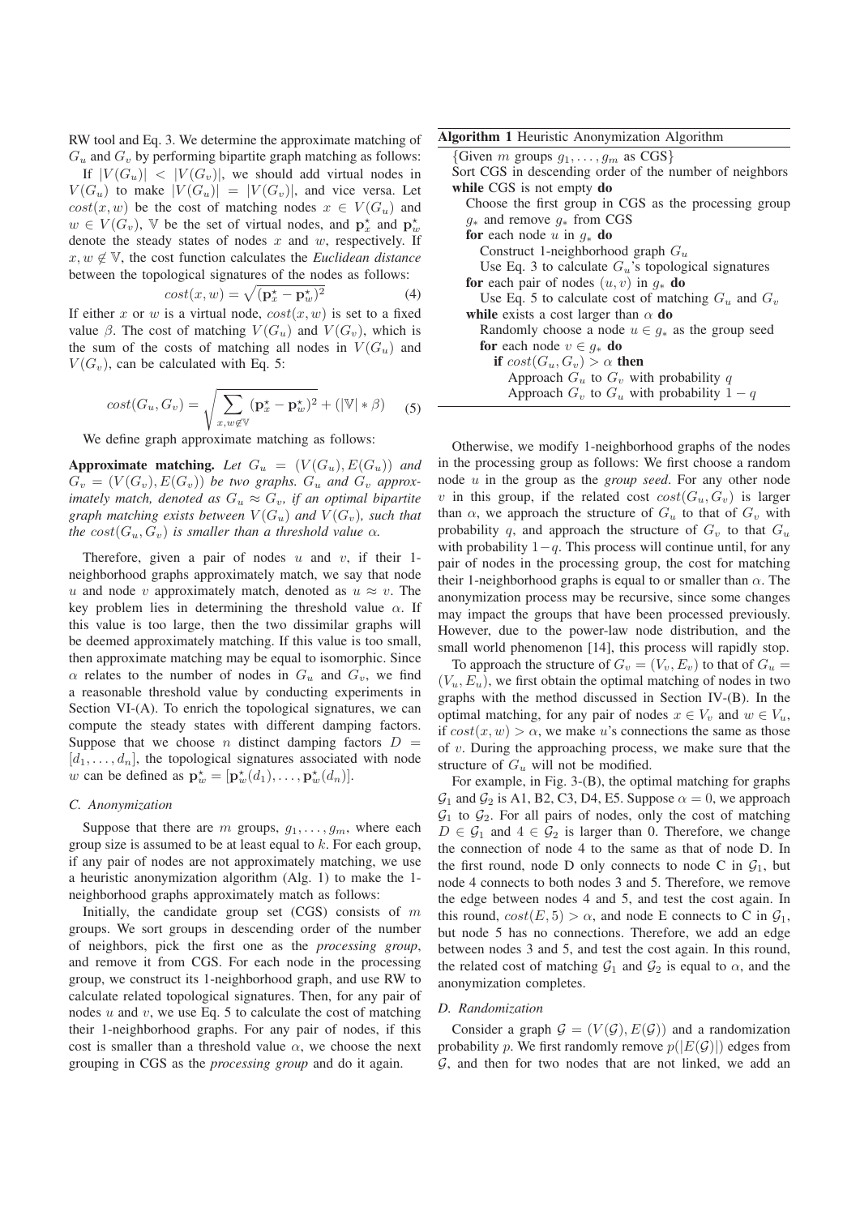RW tool and Eq. 3. We determine the approximate matching of $G_u$ and $G_v$ by performing bipartite graph matching as follows:

If $|V(G_u)| < |V(G_v)|$, we should add virtual nodes in $V(G_u)$ to make $|V(G_u)| = |V(G_v)|$, and vice versa. Let $cost(x, w)$ be the cost of matching nodes $x \in V(G_u)$ and $w \in V(G_v)$, $\mathbb{V}$ be the set of virtual nodes, and $\mathbf{p}^\star_x$ and $\mathbf{p}^\star_w$ denote the steady states of nodes $x$ and $w$, respectively. If $x, w \notin \mathbb{V}$, the cost function calculates the *Euclidean distance* between the topological signatures of the nodes as follows:

$$cost(x, w) = \sqrt{(\mathbf{p}^\star_x - \mathbf{p}^\star_w)^2} \quad (4)$$

If either $x$ or $w$ is a virtual node, $cost(x, w)$ is set to a fixed value $\beta$. The cost of matching $V(G_u)$ and $V(G_v)$, which is the sum of the costs of matching all nodes in $V(G_u)$ and $V(G_v)$, can be calculated with Eq. 5:

$$cost(G_u, G_v) = \sqrt{\sum_{x,w \notin \mathbb{V}} (\mathbf{p}^\star_x - \mathbf{p}^\star_w)^2} + (|\mathbb{V}| * \beta) \quad (5)$$

We define graph approximate matching as follows:

**Approximate matching.** *Let $G_u = (V(G_u), E(G_u))$ and $G_v = (V(G_v), E(G_v))$ be two graphs. $G_u$ and $G_v$ approximately match, denoted as $G_u \approx G_v$, if an optimal bipartite graph matching exists between $V(G_u)$ and $V(G_v)$, such that the $cost(G_u, G_v)$ is smaller than a threshold value $\alpha$.*

Therefore, given a pair of nodes $u$ and $v$, if their 1-neighborhood graphs approximately match, we say that node $u$ and node $v$ approximately match, denoted as $u \approx v$. The key problem lies in determining the threshold value $\alpha$. If this value is too large, then the two dissimilar graphs will be deemed approximately matching. If this value is too small, then approximate matching may be equal to isomorphic. Since $\alpha$ relates to the number of nodes in $G_u$ and $G_v$, we find a reasonable threshold value by conducting experiments in Section VI-(A). To enrich the topological signatures, we can compute the steady states with different damping factors. Suppose that we choose $n$ distinct damping factors $D = [d_1, \ldots, d_n]$, the topological signatures associated with node $w$ can be defined as $\mathbf{p}^\star_w = [\mathbf{p}^\star_w(d_1), \ldots, \mathbf{p}^\star_w(d_n)]$.

### C. Anonymization

Suppose that there are $m$ groups, $g_1, \ldots, g_m$, where each group size is assumed to be at least equal to $k$. For each group, if any pair of nodes are not approximately matching, we use a heuristic anonymization algorithm (Alg. 1) to make the 1-neighborhood graphs approximately match as follows:

Initially, the candidate group set (CGS) consists of $m$ groups. We sort groups in descending order of the number of neighbors, pick the first one as the *processing group*, and remove it from CGS. For each node in the processing group, we construct its 1-neighborhood graph, and use RW to calculate related topological signatures. Then, for any pair of nodes $u$ and $v$, we use Eq. 5 to calculate the cost of matching their 1-neighborhood graphs. For any pair of nodes, if this cost is smaller than a threshold value $\alpha$, we choose the next grouping in CGS as the *processing group* and do it again.

**Algorithm 1** Heuristic Anonymization Algorithm

```
{Given m groups g_1, ..., g_m as CGS}
Sort CGS in descending order of the number of neighbors
while CGS is not empty do
  Choose the first group in CGS as the processing group
  g_* and remove g_* from CGS
  for each node u in g_* do
    Construct 1-neighborhood graph G_u
    Use Eq. 3 to calculate G_u's topological signatures
  for each pair of nodes (u, v) in g_* do
    Use Eq. 5 to calculate cost of matching G_u and G_v
  while exists a cost larger than α do
    Randomly choose a node u ∈ g_* as the group seed
    for each node v ∈ g_* do
      if cost(G_u, G_v) > α then
        Approach G_u to G_v with probability q
        Approach G_v to G_u with probability 1 − q
```

Otherwise, we modify 1-neighborhood graphs of the nodes in the processing group as follows: We first choose a random node $u$ in the group as the *group seed*. For any other node $v$ in this group, if the related cost $cost(G_u, G_v)$ is larger than $\alpha$, we approach the structure of $G_u$ to that of $G_v$ with probability $q$, and approach the structure of $G_v$ to that $G_u$ with probability $1-q$. This process will continue until, for any pair of nodes in the processing group, the cost for matching their 1-neighborhood graphs is equal to or smaller than $\alpha$. The anonymization process may be recursive, since some changes may impact the groups that have been processed previously. However, due to the power-law node distribution, and the small world phenomenon [14], this process will rapidly stop.

To approach the structure of $G_v = (V_v, E_v)$ to that of $G_u = (V_u, E_u)$, we first obtain the optimal matching of nodes in two graphs with the method discussed in Section IV-(B). In the optimal matching, for any pair of nodes $x \in V_v$ and $w \in V_u$, if $cost(x, w) > \alpha$, we make $u$'s connections the same as those of $v$. During the approaching process, we make sure that the structure of $G_u$ will not be modified.

For example, in Fig. 3-(B), the optimal matching for graphs $\mathcal{G}_1$ and $\mathcal{G}_2$ is A1, B2, C3, D4, E5. Suppose $\alpha = 0$, we approach $\mathcal{G}_1$ to $\mathcal{G}_2$. For all pairs of nodes, only the cost of matching $D \in \mathcal{G}_1$ and $4 \in \mathcal{G}_2$ is larger than 0. Therefore, we change the connection of node 4 to the same as that of node D. In the first round, node D only connects to node C in $\mathcal{G}_1$, but node 4 connects to both nodes 3 and 5. Therefore, we remove the edge between nodes 4 and 5, and test the cost again. In this round, $cost(E, 5) > \alpha$, and node E connects to C in $\mathcal{G}_1$, but node 5 has no connections. Therefore, we add an edge between nodes 3 and 5, and test the cost again. In this round, the related cost of matching $\mathcal{G}_1$ and $\mathcal{G}_2$ is equal to $\alpha$, and the anonymization completes.

### D. Randomization

Consider a graph $\mathcal{G} = (V(\mathcal{G}), E(\mathcal{G}))$ and a randomization probability $p$. We first randomly remove $p(|E(\mathcal{G})|)$ edges from $\mathcal{G}$, and then for two nodes that are not linked, we add an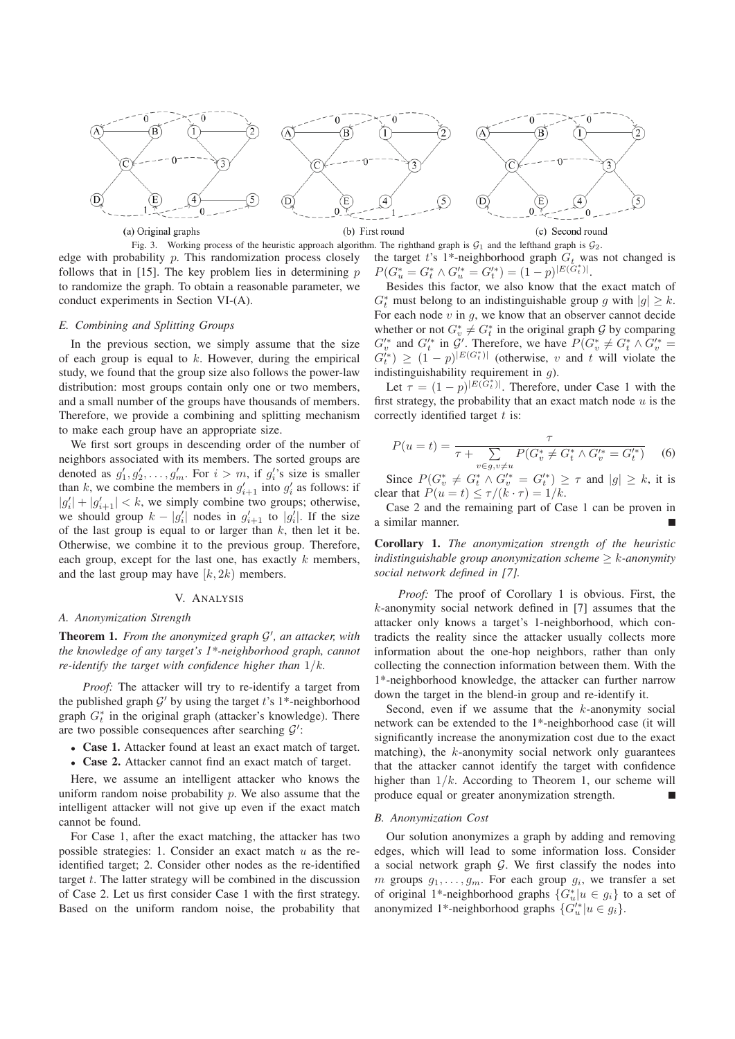(a) Original graphs (b) First round (c) Second round

Fig. 3. Working process of the heuristic approach algorithm. The righthand graph is $\mathcal{G}_1$ and the lefthand graph is $\mathcal{G}_2$.

edge with probability $p$. This randomization process closely follows that in [15]. The key problem lies in determining $p$ to randomize the graph. To obtain a reasonable parameter, we conduct experiments in Section VI-(A).

### *E. Combining and Splitting Groups*

In the previous section, we simply assume that the size of each group is equal to $k$. However, during the empirical study, we found that the group size also follows the power-law distribution: most groups contain only one or two members, and a small number of the groups have thousands of members. Therefore, we provide a combining and splitting mechanism to make each group have an appropriate size.

We first sort groups in descending order of the number of neighbors associated with its members. The sorted groups are denoted as $g_1', g_2', \ldots, g_m'$. For $i > m$, if $g_i'$'s size is smaller than $k$, we combine the members in $g_{i+1}'$ into $g_i'$ as follows: if $|g_i'| + |g_{i+1}'| < k$, we simply combine two groups; otherwise, we should group $k - |g_i'|$ nodes in $g_{i+1}'$ to $|g_i'|$. If the size of the last group is equal to or larger than $k$, then let it be. Otherwise, we combine it to the previous group. Therefore, each group, except for the last one, has exactly $k$ members, and the last group may have $[k, 2k)$ members.

## V. Analysis

### *A. Anonymization Strength*

**Theorem 1.** *From the anonymized graph $\mathcal{G}'$, an attacker, with the knowledge of any target's 1\*-neighborhood graph, cannot re-identify the target with confidence higher than $1/k$.*

*Proof:* The attacker will try to re-identify a target from the published graph $\mathcal{G}'$ by using the target $t$'s 1*-neighborhood graph $G_t^*$ in the original graph (attacker's knowledge). There are two possible consequences after searching $\mathcal{G}'$:

- **Case 1.** Attacker found at least an exact match of target.
- **Case 2.** Attacker cannot find an exact match of target.

Here, we assume an intelligent attacker who knows the uniform random noise probability $p$. We also assume that the intelligent attacker will not give up even if the exact match cannot be found.

For Case 1, after the exact matching, the attacker has two possible strategies: 1. Consider an exact match $u$ as the re-identified target; 2. Consider other nodes as the re-identified target $t$. The latter strategy will be combined in the discussion of Case 2. Let us first consider Case 1 with the first strategy. Based on the uniform random noise, the probability that the target $t$'s 1*-neighborhood graph $G_t$ was not changed is $P(G_u^* = G_t^* \wedge G_u'^* = G_t'^*) = (1-p)^{|E(G_t^*)|}$.

Besides this factor, we also know that the exact match of $G_t^*$ must belong to an indistinguishable group $g$ with $|g| \geq k$. For each node $v$ in $g$, we know that an observer cannot decide whether or not $G_v^* \neq G_t^*$ in the original graph $\mathcal{G}$ by comparing $G_v'^*$ and $G_t'^*$ in $\mathcal{G}'$. Therefore, we have $P(G_v^* \neq G_t^* \wedge G_v'^* = G_t'^*) \geq (1-p)^{|E(G_t^*)|}$ (otherwise, $v$ and $t$ will violate the indistinguishability requirement in $g$).

Let $\tau = (1-p)^{|E(G_t^*)|}$. Therefore, under Case 1 with the first strategy, the probability that an exact match node $u$ is the correctly identified target $t$ is:

$$P(u = t) = \frac{\tau}{\tau + \sum_{v \in g, v \neq u} P(G_v^* \neq G_t^* \wedge G_v'^* = G_t'^*)} \quad (6)$$

Since $P(G_v^* \neq G_t^* \wedge G_v'^* = G_t'^*) \geq \tau$ and $|g| \geq k$, it is clear that $P(u = t) \leq \tau/(k \cdot \tau) = 1/k$.

Case 2 and the remaining part of Case 1 can be proven in a similar manner. ■

**Corollary 1.** *The anonymization strength of the heuristic indistinguishable group anonymization scheme $\geq$ k-anonymity social network defined in [7].*

*Proof:* The proof of Corollary 1 is obvious. First, the $k$-anonymity social network defined in [7] assumes that the attacker only knows a target's 1-neighborhood, which contradicts the reality since the attacker usually collects more information about the one-hop neighbors, rather than only collecting the connection information between them. With the 1*-neighborhood knowledge, the attacker can further narrow down the target in the blend-in group and re-identify it.

Second, even if we assume that the $k$-anonymity social network can be extended to the 1*-neighborhood case (it will significantly increase the anonymization cost due to the exact matching), the $k$-anonymity social network only guarantees that the attacker cannot identify the target with confidence higher than $1/k$. According to Theorem 1, our scheme will produce equal or greater anonymization strength. ■

### *B. Anonymization Cost*

Our solution anonymizes a graph by adding and removing edges, which will lead to some information loss. Consider a social network graph $\mathcal{G}$. We first classify the nodes into $m$ groups $g_1, \ldots, g_m$. For each group $g_i$, we transfer a set of original 1*-neighborhood graphs $\{G_u^* | u \in g_i\}$ to a set of anonymized 1*-neighborhood graphs $\{G_u'^* | u \in g_i\}$.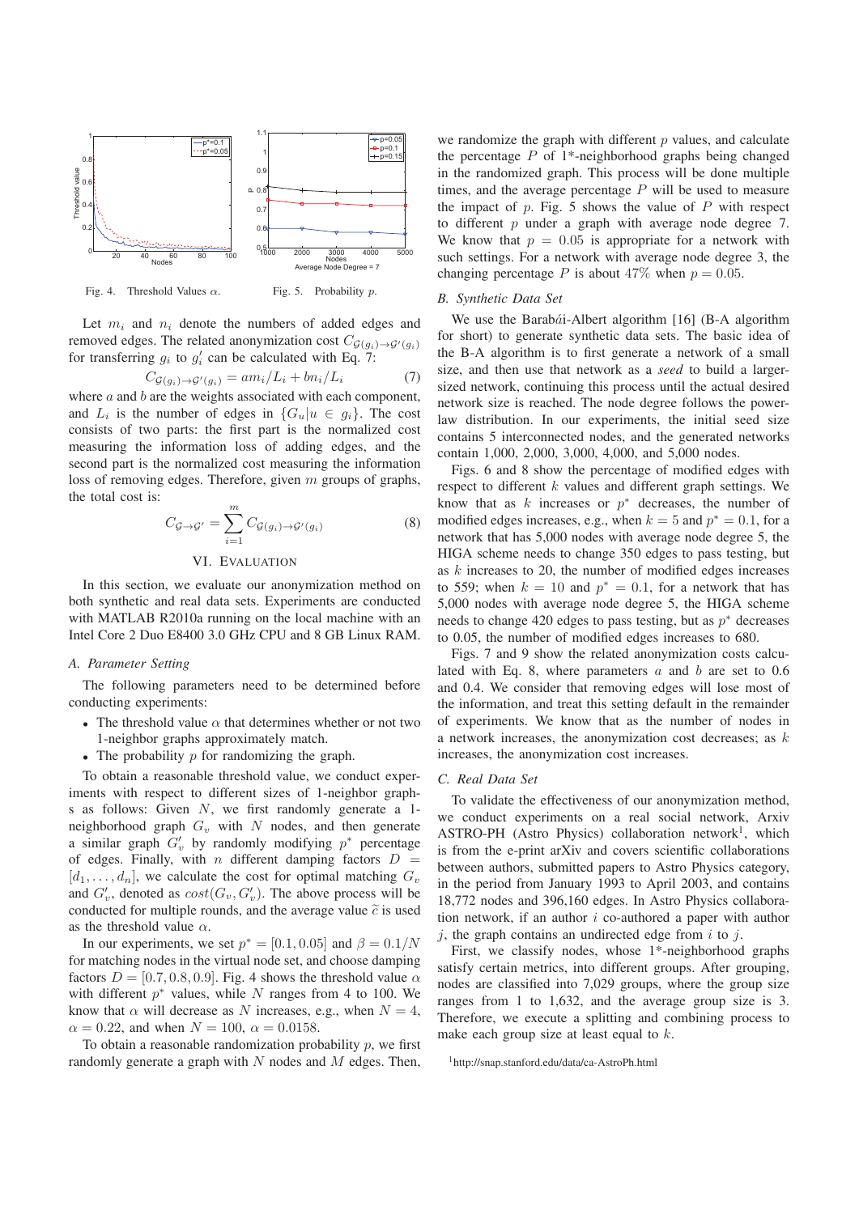Fig. 4. Threshold Values $\alpha$.

Fig. 5. Probability $p$.

Let $m_i$ and $n_i$ denote the numbers of added edges and removed edges. The related anonymization cost $C_{\mathcal{G}(g_i)\to\mathcal{G}'(g_i)}$ for transferring $g_i$ to $g'_i$ can be calculated with Eq. 7:

$$C_{\mathcal{G}(g_i)\to\mathcal{G}'(g_i)} = am_i/L_i + bn_i/L_i \tag{7}$$

where $a$ and $b$ are the weights associated with each component, and $L_i$ is the number of edges in $\{G_u|u \in g_i\}$. The cost consists of two parts: the first part is the normalized cost measuring the information loss of adding edges, and the second part is the normalized cost measuring the information loss of removing edges. Therefore, given $m$ groups of graphs, the total cost is:

$$C_{\mathcal{G}\to\mathcal{G}'} = \sum_{i=1}^{m} C_{\mathcal{G}(g_i)\to\mathcal{G}'(g_i)} \tag{8}$$

## VI. Evaluation

In this section, we evaluate our anonymization method on both synthetic and real data sets. Experiments are conducted with MATLAB R2010a running on the local machine with an Intel Core 2 Duo E8400 3.0 GHz CPU and 8 GB Linux RAM.

### A. Parameter Setting

The following parameters need to be determined before conducting experiments:

- The threshold value $\alpha$ that determines whether or not two 1-neighbor graphs approximately match.
- The probability $p$ for randomizing the graph.

To obtain a reasonable threshold value, we conduct experiments with respect to different sizes of 1-neighbor graphs as follows: Given $N$, we first randomly generate a 1-neighborhood graph $G_v$ with $N$ nodes, and then generate a similar graph $G'_v$ by randomly modifying $p^*$ percentage of edges. Finally, with $n$ different damping factors $D = [d_1, \ldots, d_n]$, we calculate the cost for optimal matching $G_v$ and $G'_v$, denoted as $cost(G_v, G'_v)$. The above process will be conducted for multiple rounds, and the average value $\widetilde{c}$ is used as the threshold value $\alpha$.

In our experiments, we set $p^* = [0.1, 0.05]$ and $\beta = 0.1/N$ for matching nodes in the virtual node set, and choose damping factors $D = [0.7, 0.8, 0.9]$. Fig. 4 shows the threshold value $\alpha$ with different $p^*$ values, while $N$ ranges from 4 to 100. We know that $\alpha$ will decrease as $N$ increases, e.g., when $N = 4$, $\alpha = 0.22$, and when $N = 100$, $\alpha = 0.0158$.

To obtain a reasonable randomization probability $p$, we first randomly generate a graph with $N$ nodes and $M$ edges. Then, we randomize the graph with different $p$ values, and calculate the percentage $P$ of 1*-neighborhood graphs being changed in the randomized graph. This process will be done multiple times, and the average percentage $P$ will be used to measure the impact of $p$. Fig. 5 shows the value of $P$ with respect to different $p$ under a graph with average node degree 7. We know that $p = 0.05$ is appropriate for a network with such settings. For a network with average node degree 3, the changing percentage $P$ is about 47% when $p = 0.05$.

### B. Synthetic Data Set

We use the Barabái-Albert algorithm [16] (B-A algorithm for short) to generate synthetic data sets. The basic idea of the B-A algorithm is to first generate a network of a small size, and then use that network as a *seed* to build a larger-sized network, continuing this process until the actual desired network size is reached. The node degree follows the power-law distribution. In our experiments, the initial seed size contains 5 interconnected nodes, and the generated networks contain 1,000, 2,000, 3,000, 4,000, and 5,000 nodes.

Figs. 6 and 8 show the percentage of modified edges with respect to different $k$ values and different graph settings. We know that as $k$ increases or $p^*$ decreases, the number of modified edges increases, e.g., when $k = 5$ and $p^* = 0.1$, for a network that has 5,000 nodes with average node degree 5, the HIGA scheme needs to change 350 edges to pass testing, but as $k$ increases to 20, the number of modified edges increases to 559; when $k = 10$ and $p^* = 0.1$, for a network that has 5,000 nodes with average node degree 5, the HIGA scheme needs to change 420 edges to pass testing, but as $p^*$ decreases to 0.05, the number of modified edges increases to 680.

Figs. 7 and 9 show the related anonymization costs calculated with Eq. 8, where parameters $a$ and $b$ are set to 0.6 and 0.4. We consider that removing edges will lose most of the information, and treat this setting default in the remainder of experiments. We know that as the number of nodes in a network increases, the anonymization cost decreases; as $k$ increases, the anonymization cost increases.

### C. Real Data Set

To validate the effectiveness of our anonymization method, we conduct experiments on a real social network, Arxiv ASTRO-PH (Astro Physics) collaboration network[1], which is from the e-print arXiv and covers scientific collaborations between authors, submitted papers to Astro Physics category, in the period from January 1993 to April 2003, and contains 18,772 nodes and 396,160 edges. In Astro Physics collaboration network, if an author $i$ co-authored a paper with author $j$, the graph contains an undirected edge from $i$ to $j$.

First, we classify nodes, whose 1*-neighborhood graphs satisfy certain metrics, into different groups. After grouping, nodes are classified into 7,029 groups, where the group size ranges from 1 to 1,632, and the average group size is 3. Therefore, we execute a splitting and combining process to make each group size at least equal to $k$.

[1]http://snap.stanford.edu/data/ca-AstroPh.html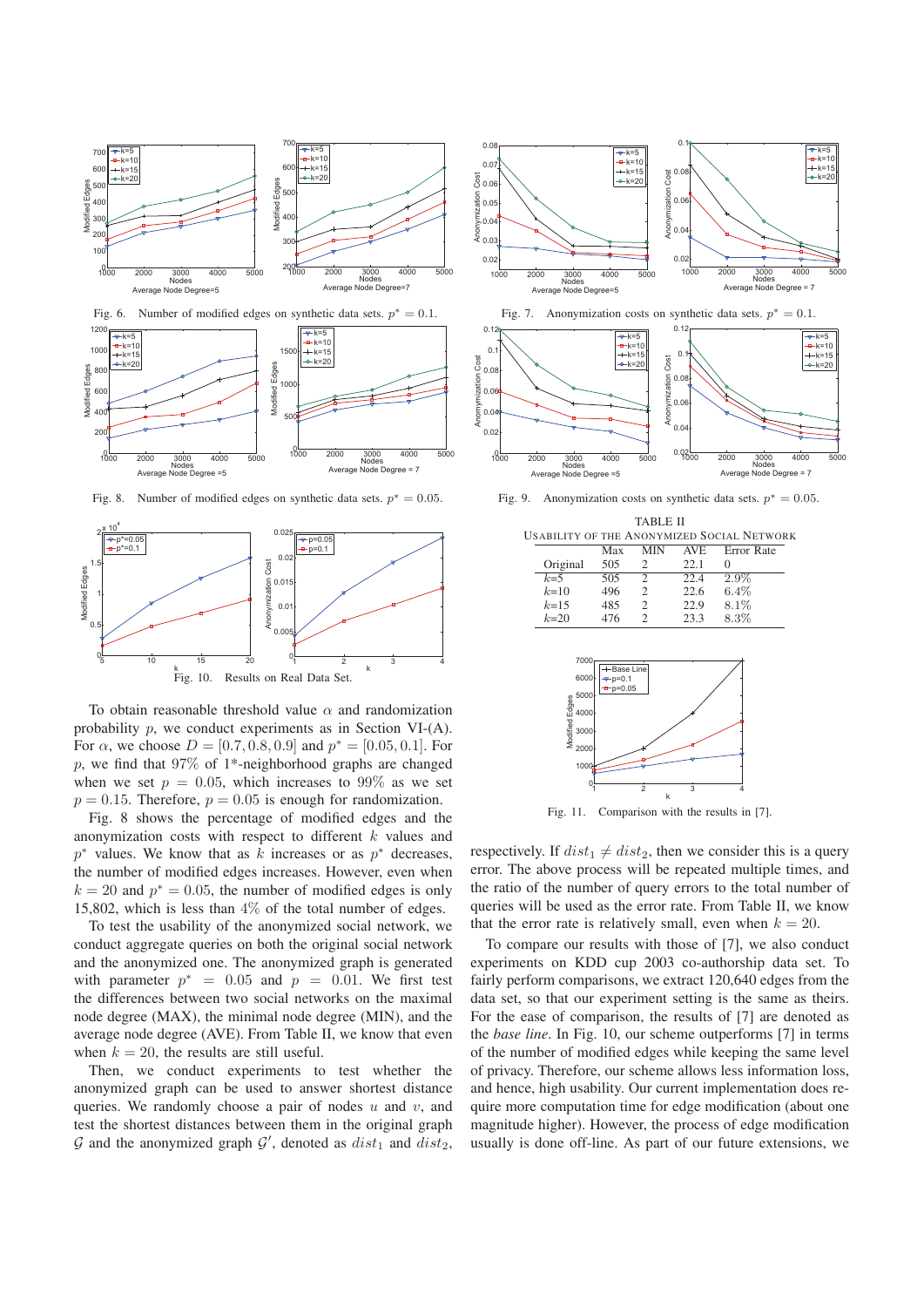Fig. 6. Number of modified edges on synthetic data sets. $p^* = 0.1$.

Fig. 7. Anonymization costs on synthetic data sets. $p^* = 0.1$.

Fig. 8. Number of modified edges on synthetic data sets. $p^* = 0.05$.

Fig. 9. Anonymization costs on synthetic data sets. $p^* = 0.05$.

Fig. 10. Results on Real Data Set.

TABLE II
USABILITY OF THE ANONYMIZED SOCIAL NETWORK

| | Max | MIN | AVE | Error Rate |
|---|---|---|---|---|
| Original | 505 | 2 | 22.1 | 0 |
| $k$=5 | 505 | 2 | 22.4 | 2.9% |
| $k$=10 | 496 | 2 | 22.6 | 6.4% |
| $k$=15 | 485 | 2 | 22.9 | 8.1% |
| $k$=20 | 476 | 2 | 23.3 | 8.3% |

Fig. 11. Comparison with the results in [7].

To obtain reasonable threshold value $\alpha$ and randomization probability $p$, we conduct experiments as in Section VI-(A). For $\alpha$, we choose $D = [0.7, 0.8, 0.9]$ and $p^* = [0.05, 0.1]$. For $p$, we find that 97% of 1*-neighborhood graphs are changed when we set $p = 0.05$, which increases to 99% as we set $p = 0.15$. Therefore, $p = 0.05$ is enough for randomization.

Fig. 8 shows the percentage of modified edges and the anonymization costs with respect to different $k$ values and $p^*$ values. We know that as $k$ increases or as $p^*$ decreases, the number of modified edges increases. However, even when $k = 20$ and $p^* = 0.05$, the number of modified edges is only 15,802, which is less than 4% of the total number of edges.

To test the usability of the anonymized social network, we conduct aggregate queries on both the original social network and the anonymized one. The anonymized graph is generated with parameter $p^* = 0.05$ and $p = 0.01$. We first test the differences between two social networks on the maximal node degree (MAX), the minimal node degree (MIN), and the average node degree (AVE). From Table II, we know that even when $k = 20$, the results are still useful.

Then, we conduct experiments to test whether the anonymized graph can be used to answer shortest distance queries. We randomly choose a pair of nodes $u$ and $v$, and test the shortest distances between them in the original graph $\mathcal{G}$ and the anonymized graph $\mathcal{G}'$, denoted as $dist_1$ and $dist_2$, respectively. If $dist_1 \neq dist_2$, then we consider this is a query error. The above process will be repeated multiple times, and the ratio of the number of query errors to the total number of queries will be used as the error rate. From Table II, we know that the error rate is relatively small, even when $k = 20$.

To compare our results with those of [7], we also conduct experiments on KDD cup 2003 co-authorship data set. To fairly perform comparisons, we extract 120,640 edges from the data set, so that our experiment setting is the same as theirs. For the ease of comparison, the results of [7] are denoted as the *base line*. In Fig. 10, our scheme outperforms [7] in terms of the number of modified edges while keeping the same level of privacy. Therefore, our scheme allows less information loss, and hence, high usability. Our current implementation does require more computation time for edge modification (about one magnitude higher). However, the process of edge modification usually is done off-line. As part of our future extensions, we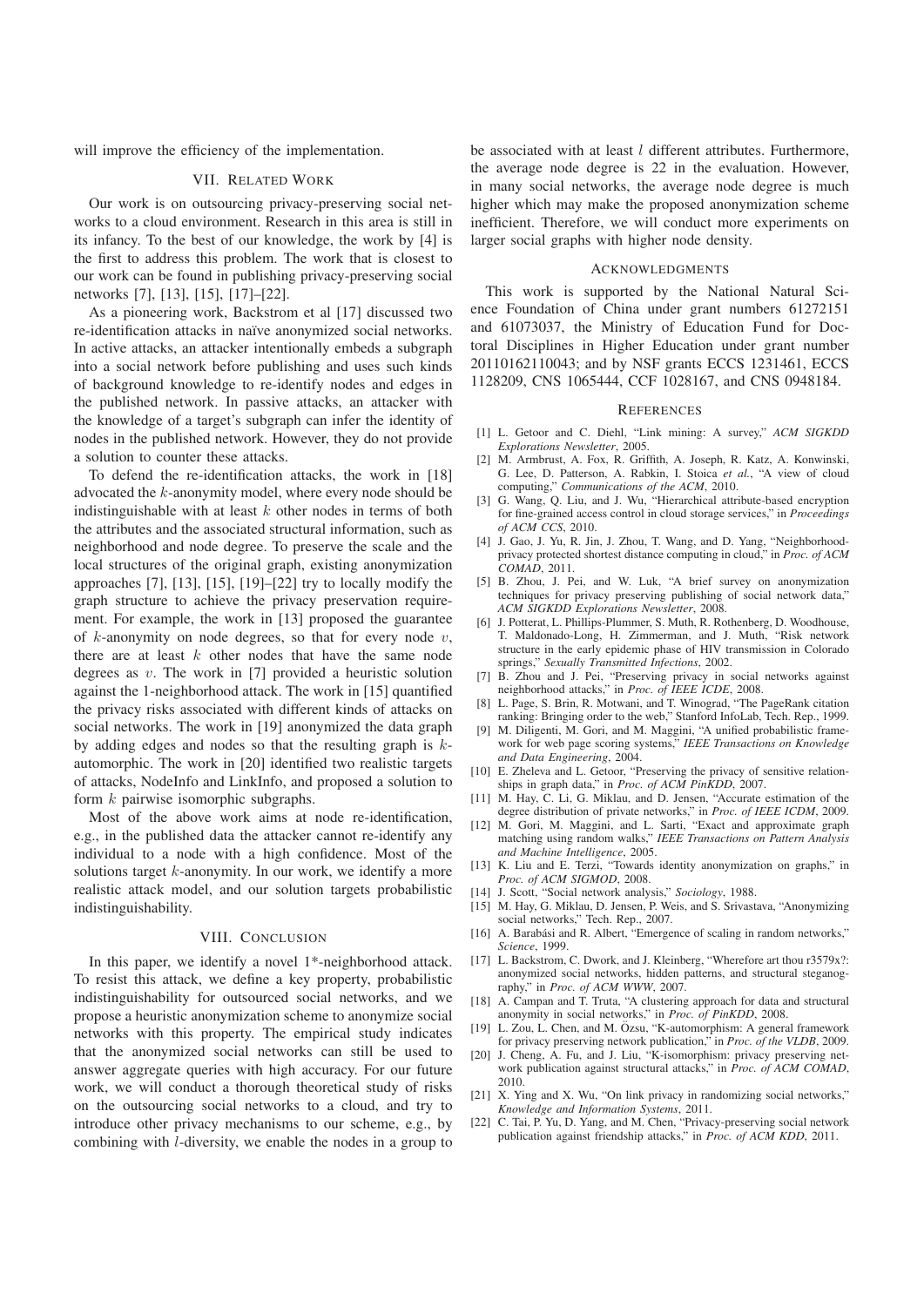will improve the efficiency of the implementation.

## VII. Related Work

Our work is on outsourcing privacy-preserving social networks to a cloud environment. Research in this area is still in its infancy. To the best of our knowledge, the work by [4] is the first to address this problem. The work that is closest to our work can be found in publishing privacy-preserving social networks [7], [13], [15], [17]–[22].

As a pioneering work, Backstrom et al [17] discussed two re-identification attacks in naïve anonymized social networks. In active attacks, an attacker intentionally embeds a subgraph into a social network before publishing and uses such kinds of background knowledge to re-identify nodes and edges in the published network. In passive attacks, an attacker with the knowledge of a target's subgraph can infer the identity of nodes in the published network. However, they do not provide a solution to counter these attacks.

To defend the re-identification attacks, the work in [18] advocated the $k$-anonymity model, where every node should be indistinguishable with at least $k$ other nodes in terms of both the attributes and the associated structural information, such as neighborhood and node degree. To preserve the scale and the local structures of the original graph, existing anonymization approaches [7], [13], [15], [19]–[22] try to locally modify the graph structure to achieve the privacy preservation requirement. For example, the work in [13] proposed the guarantee of $k$-anonymity on node degrees, so that for every node $v$, there are at least $k$ other nodes that have the same node degrees as $v$. The work in [7] provided a heuristic solution against the 1-neighborhood attack. The work in [15] quantified the privacy risks associated with different kinds of attacks on social networks. The work in [19] anonymized the data graph by adding edges and nodes so that the resulting graph is $k$-automorphic. The work in [20] identified two realistic targets of attacks, NodeInfo and LinkInfo, and proposed a solution to form $k$ pairwise isomorphic subgraphs.

Most of the above work aims at node re-identification, e.g., in the published data the attacker cannot re-identify any individual to a node with a high confidence. Most of the solutions target $k$-anonymity. In our work, we identify a more realistic attack model, and our solution targets probabilistic indistinguishability.

## VIII. Conclusion

In this paper, we identify a novel 1*-neighborhood attack. To resist this attack, we define a key property, probabilistic indistinguishability for outsourced social networks, and we propose a heuristic anonymization scheme to anonymize social networks with this property. The empirical study indicates that the anonymized social networks can still be used to answer aggregate queries with high accuracy. For our future work, we will conduct a thorough theoretical study of risks on the outsourcing social networks to a cloud, and try to introduce other privacy mechanisms to our scheme, e.g., by combining with $l$-diversity, we enable the nodes in a group to be associated with at least $l$ different attributes. Furthermore, the average node degree is 22 in the evaluation. However, in many social networks, the average node degree is much higher which may make the proposed anonymization scheme inefficient. Therefore, we will conduct more experiments on larger social graphs with higher node density.

## Acknowledgments

This work is supported by the National Natural Science Foundation of China under grant numbers 61272151 and 61073037, the Ministry of Education Fund for Doctoral Disciplines in Higher Education under grant number 20110162110043; and by NSF grants ECCS 1231461, ECCS 1128209, CNS 1065444, CCF 1028167, and CNS 0948184.

## References

[1] L. Getoor and C. Diehl, "Link mining: A survey," *ACM SIGKDD Explorations Newsletter*, 2005.

[2] M. Armbrust, A. Fox, R. Griffith, A. Joseph, R. Katz, A. Konwinski, G. Lee, D. Patterson, A. Rabkin, I. Stoica *et al.*, "A view of cloud computing," *Communications of the ACM*, 2010.

[3] G. Wang, Q. Liu, and J. Wu, "Hierarchical attribute-based encryption for fine-grained access control in cloud storage services," in *Proceedings of ACM CCS*, 2010.

[4] J. Gao, J. Yu, R. Jin, J. Zhou, T. Wang, and D. Yang, "Neighborhood-privacy protected shortest distance computing in cloud," in *Proc. of ACM COMAD*, 2011.

[5] B. Zhou, J. Pei, and W. Luk, "A brief survey on anonymization techniques for privacy preserving publishing of social network data," *ACM SIGKDD Explorations Newsletter*, 2008.

[6] J. Potterat, L. Phillips-Plummer, S. Muth, R. Rothenberg, D. Woodhouse, T. Maldonado-Long, H. Zimmerman, and J. Muth, "Risk network structure in the early epidemic phase of HIV transmission in Colorado springs," *Sexually Transmitted Infections*, 2002.

[7] B. Zhou and J. Pei, "Preserving privacy in social networks against neighborhood attacks," in *Proc. of IEEE ICDE*, 2008.

[8] L. Page, S. Brin, R. Motwani, and T. Winograd, "The PageRank citation ranking: Bringing order to the web," Stanford InfoLab, Tech. Rep., 1999.

[9] M. Diligenti, M. Gori, and M. Maggini, "A unified probabilistic framework for web page scoring systems," *IEEE Transactions on Knowledge and Data Engineering*, 2004.

[10] E. Zheleva and L. Getoor, "Preserving the privacy of sensitive relationships in graph data," in *Proc. of ACM PinKDD*, 2007.

[11] M. Hay, C. Li, G. Miklau, and D. Jensen, "Accurate estimation of the degree distribution of private networks," in *Proc. of IEEE ICDM*, 2009.

[12] M. Gori, M. Maggini, and L. Sarti, "Exact and approximate graph matching using random walks," *IEEE Transactions on Pattern Analysis and Machine Intelligence*, 2005.

[13] K. Liu and E. Terzi, "Towards identity anonymization on graphs," in *Proc. of ACM SIGMOD*, 2008.

[14] J. Scott, "Social network analysis," *Sociology*, 1988.

[15] M. Hay, G. Miklau, D. Jensen, P. Weis, and S. Srivastava, "Anonymizing social networks," Tech. Rep., 2007.

[16] A. Barabási and R. Albert, "Emergence of scaling in random networks," *Science*, 1999.

[17] L. Backstrom, C. Dwork, and J. Kleinberg, "Wherefore art thou r3579x?: anonymized social networks, hidden patterns, and structural steganography," in *Proc. of ACM WWW*, 2007.

[18] A. Campan and T. Truta, "A clustering approach for data and structural anonymity in social networks," in *Proc. of PinKDD*, 2008.

[19] L. Zou, L. Chen, and M. Özsu, "K-automorphism: A general framework for privacy preserving network publication," in *Proc. of the VLDB*, 2009.

[20] J. Cheng, A. Fu, and J. Liu, "K-isomorphism: privacy preserving network publication against structural attacks," in *Proc. of ACM COMAD*, 2010.

[21] X. Ying and X. Wu, "On link privacy in randomizing social networks," *Knowledge and Information Systems*, 2011.

[22] C. Tai, P. Yu, D. Yang, and M. Chen, "Privacy-preserving social network publication against friendship attacks," in *Proc. of ACM KDD*, 2011.